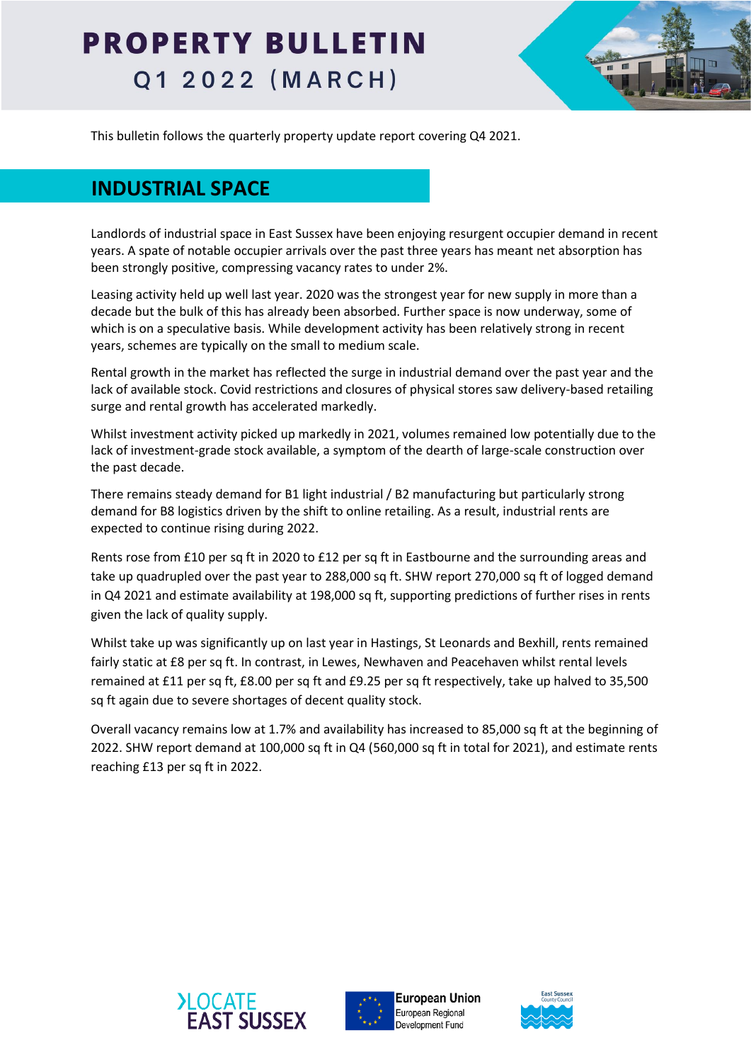# PROPERTY BULLETIN

## Q1 2022 (MARCH)

This bulletin follows the quarterly property update report covering Q4 2021.

## INDUSTRIAL SPACE

Landlords of industrial space in East Sussex have been enjoying resurgent occupier demand in recent years. A spate of notable occupier arrivals over the past three years has meant net absorption has been strongly positive, compressing vacancy rates to under 2%.

Leasing activity held up well last year. 2020 was the strongest year for new supply in more than a decade but the bulk of this has already been absorbed. Further space is now underway, some of which is on a speculative basis. While development activity has been relatively strong in recent years, schemes are typically on the small to medium scale.

Rental growth in the market has reflected the surge in industrial demand over the past year and the lack of available stock. Covid restrictions and closures of physical stores saw delivery-based retailing surge and rental growth has accelerated markedly.

Whilst investment activity picked up markedly in 2021, volumes remained low potentially due to the lack of investment-grade stock available, a symptom of the dearth of large-scale construction over the past decade.

There remains steady demand for B1 light industrial / B2 manufacturing but particularly strong demand for B8 logistics driven by the shift to online retailing. As a result, industrial rents are expected to continue rising during 2022.

Rents rose from £10 per sq ft in 2020 to £12 per sq ft in Eastbourne and the surrounding areas and take up quadrupled over the past year to 288,000 sq ft. SHW report 270,000 sq ft of logged demand in Q4 2021 and estimate availability at 198,000 sq ft, supporting predictions of further rises in rents given the lack of quality supply.

Whilst take up was significantly up on last year in Hastings, St Leonards and Bexhill, rents remained fairly static at £8 per sq ft. In contrast, in Lewes, Newhaven and Peacehaven whilst rental levels remained at £11 per sq ft, £8.00 per sq ft and £9.25 per sq ft respectively, take up halved to 35,500 sq ft again due to severe shortages of decent quality stock.

Overall vacancy remains low at 1.7% and availability has increased to 85,000 sq ft at the beginning of 2022. SHW report demand at 100,000 sq ft in Q4 (560,000 sq ft in total for 2021), and estimate rents reaching £13 per sq ft in 2022.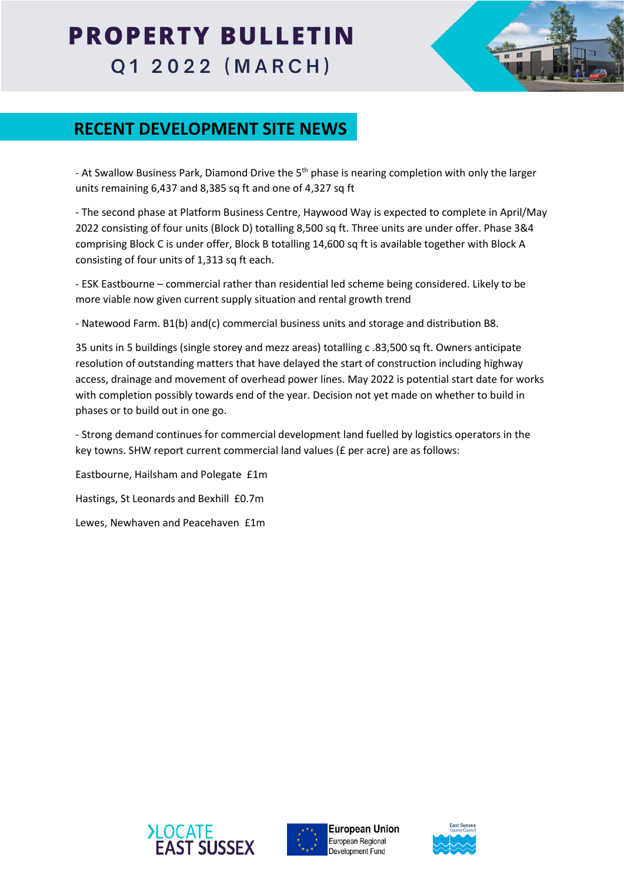# PROPERTY BULLETIN
## Q1 2022 (MARCH)

## RECENT DEVELOPMENT SITE NEWS

- At Swallow Business Park, Diamond Drive the 5th phase is nearing completion with only the larger units remaining 6,437 and 8,385 sq ft and one of 4,327 sq ft

- The second phase at Platform Business Centre, Haywood Way is expected to complete in April/May 2022 consisting of four units (Block D) totalling 8,500 sq ft. Three units are under offer. Phase 3&4 comprising Block C is under offer, Block B totalling 14,600 sq ft is available together with Block A consisting of four units of 1,313 sq ft each.

- ESK Eastbourne – commercial rather than residential led scheme being considered. Likely to be more viable now given current supply situation and rental growth trend

- Natewood Farm. B1(b) and(c) commercial business units and storage and distribution B8.

35 units in 5 buildings (single storey and mezz areas) totalling c .83,500 sq ft. Owners anticipate resolution of outstanding matters that have delayed the start of construction including highway access, drainage and movement of overhead power lines. May 2022 is potential start date for works with completion possibly towards end of the year. Decision not yet made on whether to build in phases or to build out in one go.

- Strong demand continues for commercial development land fuelled by logistics operators in the key towns. SHW report current commercial land values (£ per acre) are as follows:

Eastbourne, Hailsham and Polegate £1m

Hastings, St Leonards and Bexhill £0.7m

Lewes, Newhaven and Peacehaven £1m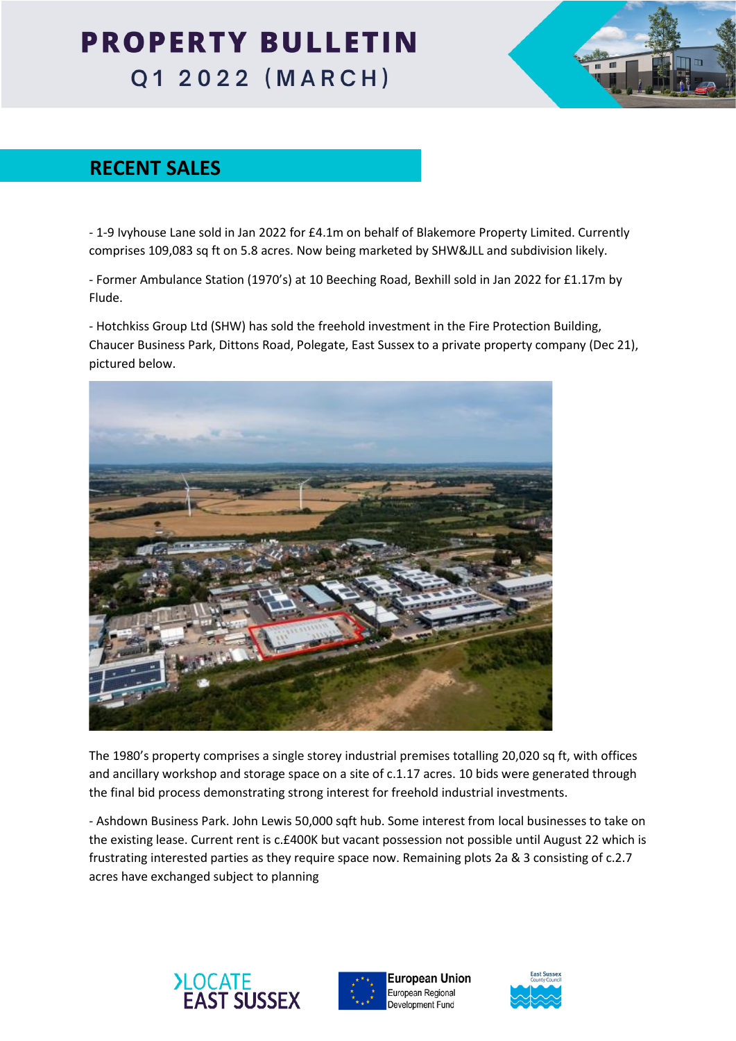# PROPERTY BULLETIN
## Q1 2022 (MARCH)

## RECENT SALES

- 1-9 Ivyhouse Lane sold in Jan 2022 for £4.1m on behalf of Blakemore Property Limited. Currently comprises 109,083 sq ft on 5.8 acres. Now being marketed by SHW&JLL and subdivision likely.

- Former Ambulance Station (1970's) at 10 Beeching Road, Bexhill sold in Jan 2022 for £1.17m by Flude.

- Hotchkiss Group Ltd (SHW) has sold the freehold investment in the Fire Protection Building, Chaucer Business Park, Dittons Road, Polegate, East Sussex to a private property company (Dec 21), pictured below.

The 1980's property comprises a single storey industrial premises totalling 20,020 sq ft, with offices and ancillary workshop and storage space on a site of c.1.17 acres. 10 bids were generated through the final bid process demonstrating strong interest for freehold industrial investments.

- Ashdown Business Park. John Lewis 50,000 sqft hub. Some interest from local businesses to take on the existing lease. Current rent is c.£400K but vacant possession not possible until August 22 which is frustrating interested parties as they require space now. Remaining plots 2a & 3 consisting of c.2.7 acres have exchanged subject to planning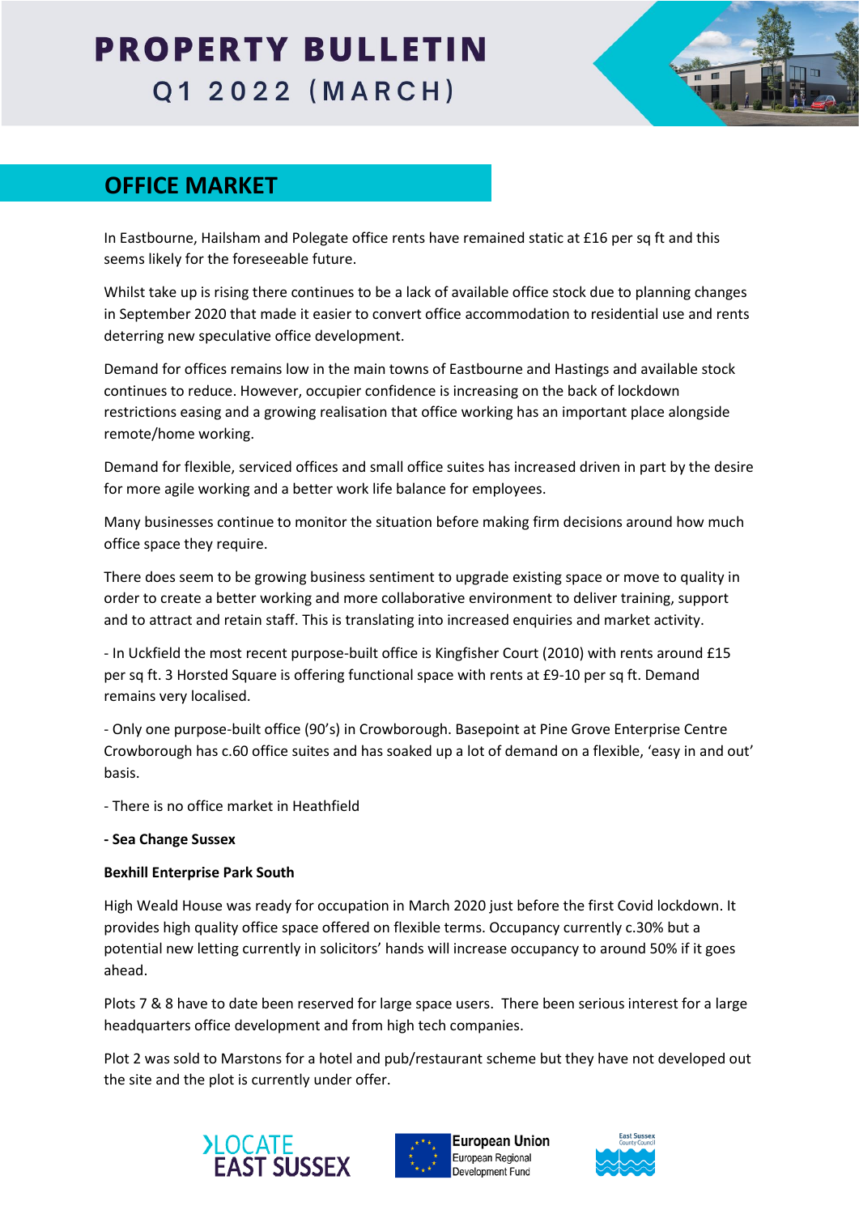# PROPERTY BULLETIN Q1 2022 (MARCH)

## OFFICE MARKET

In Eastbourne, Hailsham and Polegate office rents have remained static at £16 per sq ft and this seems likely for the foreseeable future.

Whilst take up is rising there continues to be a lack of available office stock due to planning changes in September 2020 that made it easier to convert office accommodation to residential use and rents deterring new speculative office development.

Demand for offices remains low in the main towns of Eastbourne and Hastings and available stock continues to reduce. However, occupier confidence is increasing on the back of lockdown restrictions easing and a growing realisation that office working has an important place alongside remote/home working.

Demand for flexible, serviced offices and small office suites has increased driven in part by the desire for more agile working and a better work life balance for employees.

Many businesses continue to monitor the situation before making firm decisions around how much office space they require.

There does seem to be growing business sentiment to upgrade existing space or move to quality in order to create a better working and more collaborative environment to deliver training, support and to attract and retain staff. This is translating into increased enquiries and market activity.

- In Uckfield the most recent purpose-built office is Kingfisher Court (2010) with rents around £15 per sq ft. 3 Horsted Square is offering functional space with rents at £9-10 per sq ft. Demand remains very localised.

- Only one purpose-built office (90's) in Crowborough. Basepoint at Pine Grove Enterprise Centre Crowborough has c.60 office suites and has soaked up a lot of demand on a flexible, 'easy in and out' basis.

- There is no office market in Heathfield

**- Sea Change Sussex**

**Bexhill Enterprise Park South**

High Weald House was ready for occupation in March 2020 just before the first Covid lockdown. It provides high quality office space offered on flexible terms. Occupancy currently c.30% but a potential new letting currently in solicitors' hands will increase occupancy to around 50% if it goes ahead.

Plots 7 & 8 have to date been reserved for large space users. There been serious interest for a large headquarters office development and from high tech companies.

Plot 2 was sold to Marstons for a hotel and pub/restaurant scheme but they have not developed out the site and the plot is currently under offer.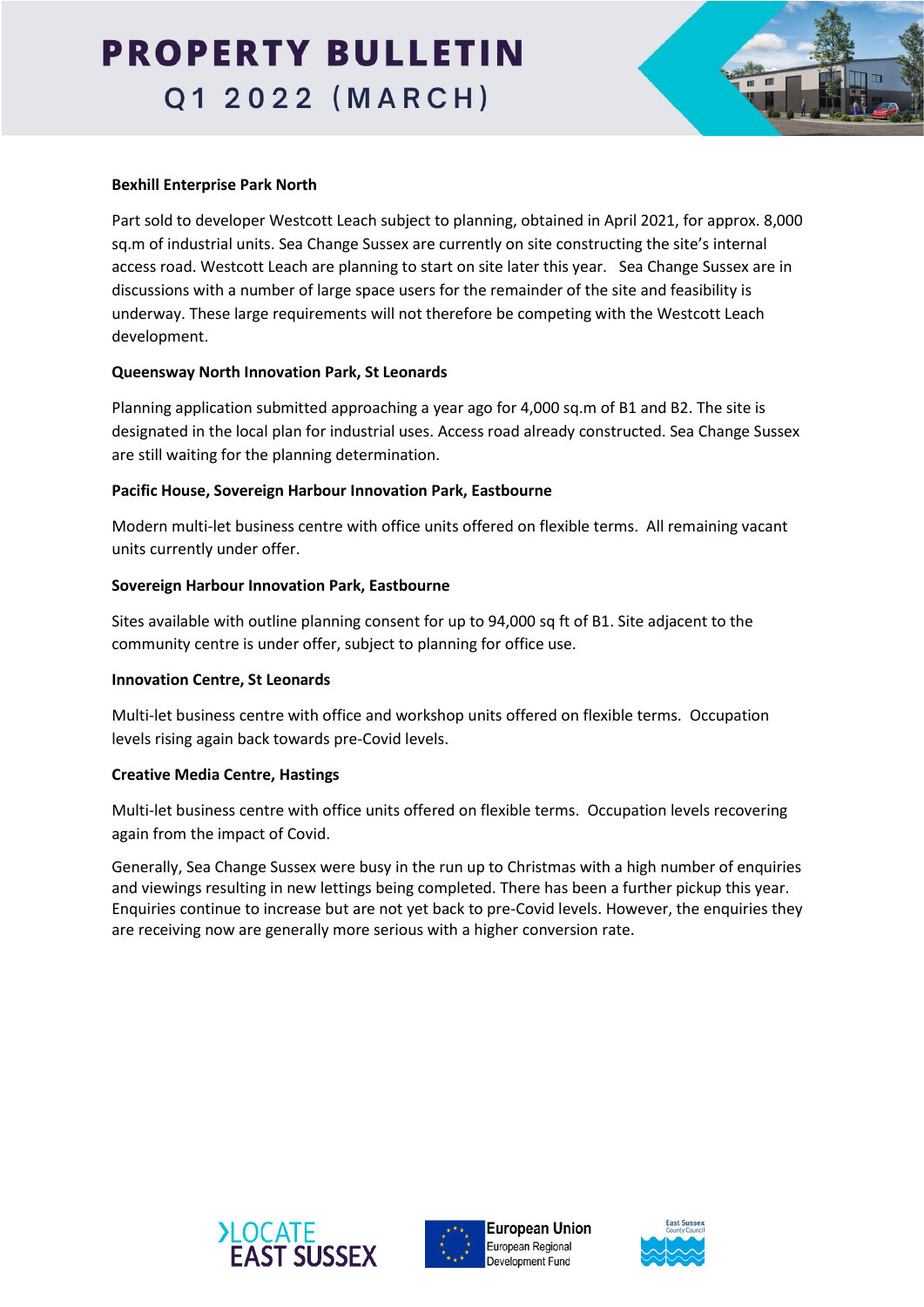# PROPERTY BULLETIN
## Q1 2022 (MARCH)

**Bexhill Enterprise Park North**

Part sold to developer Westcott Leach subject to planning, obtained in April 2021, for approx. 8,000 sq.m of industrial units. Sea Change Sussex are currently on site constructing the site's internal access road. Westcott Leach are planning to start on site later this year. Sea Change Sussex are in discussions with a number of large space users for the remainder of the site and feasibility is underway. These large requirements will not therefore be competing with the Westcott Leach development.

**Queensway North Innovation Park, St Leonards**

Planning application submitted approaching a year ago for 4,000 sq.m of B1 and B2. The site is designated in the local plan for industrial uses. Access road already constructed. Sea Change Sussex are still waiting for the planning determination.

**Pacific House, Sovereign Harbour Innovation Park, Eastbourne**

Modern multi-let business centre with office units offered on flexible terms. All remaining vacant units currently under offer.

**Sovereign Harbour Innovation Park, Eastbourne**

Sites available with outline planning consent for up to 94,000 sq ft of B1. Site adjacent to the community centre is under offer, subject to planning for office use.

**Innovation Centre, St Leonards**

Multi-let business centre with office and workshop units offered on flexible terms. Occupation levels rising again back towards pre-Covid levels.

**Creative Media Centre, Hastings**

Multi-let business centre with office units offered on flexible terms. Occupation levels recovering again from the impact of Covid.

Generally, Sea Change Sussex were busy in the run up to Christmas with a high number of enquiries and viewings resulting in new lettings being completed. There has been a further pickup this year. Enquiries continue to increase but are not yet back to pre-Covid levels. However, the enquiries they are receiving now are generally more serious with a higher conversion rate.

LOCATE EAST SUSSEX

European Union
European Regional Development Fund

East Sussex County Council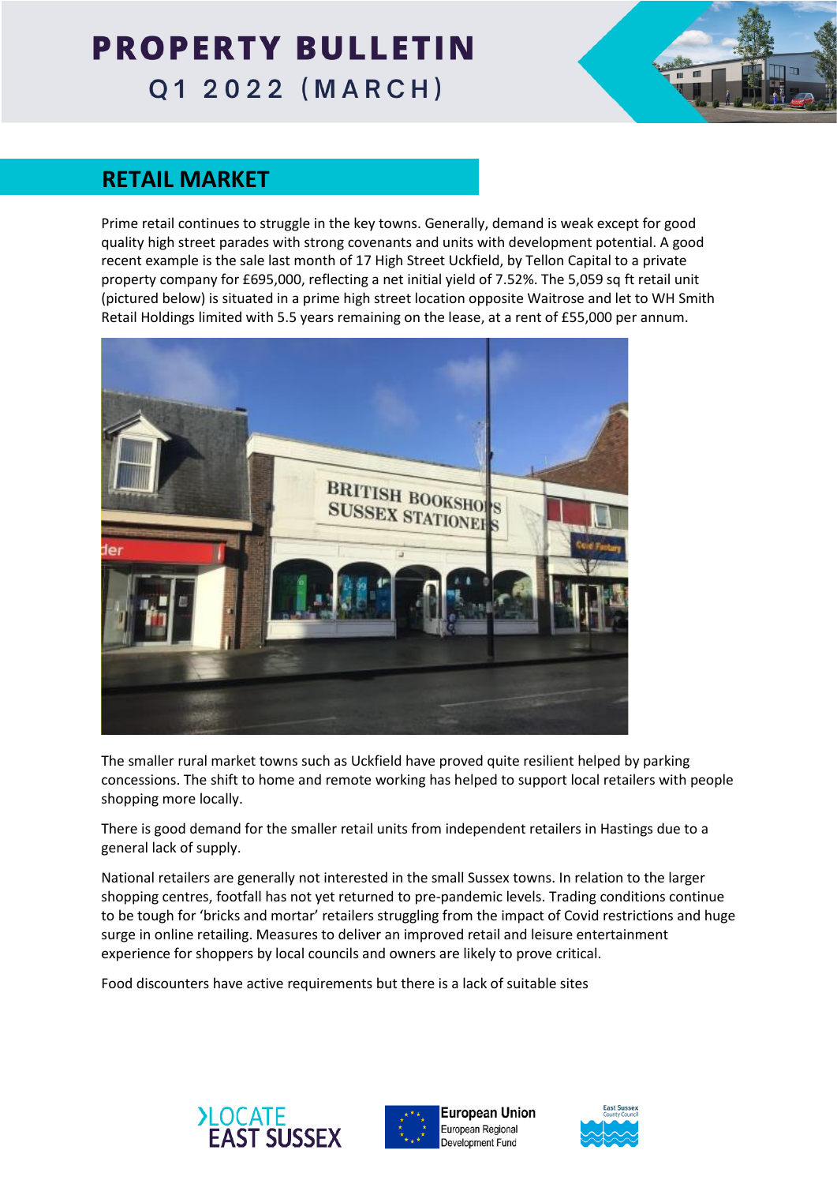## RETAIL MARKET

Prime retail continues to struggle in the key towns. Generally, demand is weak except for good quality high street parades with strong covenants and units with development potential. A good recent example is the sale last month of 17 High Street Uckfield, by Tellon Capital to a private property company for £695,000, reflecting a net initial yield of 7.52%. The 5,059 sq ft retail unit (pictured below) is situated in a prime high street location opposite Waitrose and let to WH Smith Retail Holdings limited with 5.5 years remaining on the lease, at a rent of £55,000 per annum.

The smaller rural market towns such as Uckfield have proved quite resilient helped by parking concessions. The shift to home and remote working has helped to support local retailers with people shopping more locally.

There is good demand for the smaller retail units from independent retailers in Hastings due to a general lack of supply.

National retailers are generally not interested in the small Sussex towns. In relation to the larger shopping centres, footfall has not yet returned to pre-pandemic levels. Trading conditions continue to be tough for 'bricks and mortar' retailers struggling from the impact of Covid restrictions and huge surge in online retailing. Measures to deliver an improved retail and leisure entertainment experience for shoppers by local councils and owners are likely to prove critical.

Food discounters have active requirements but there is a lack of suitable sites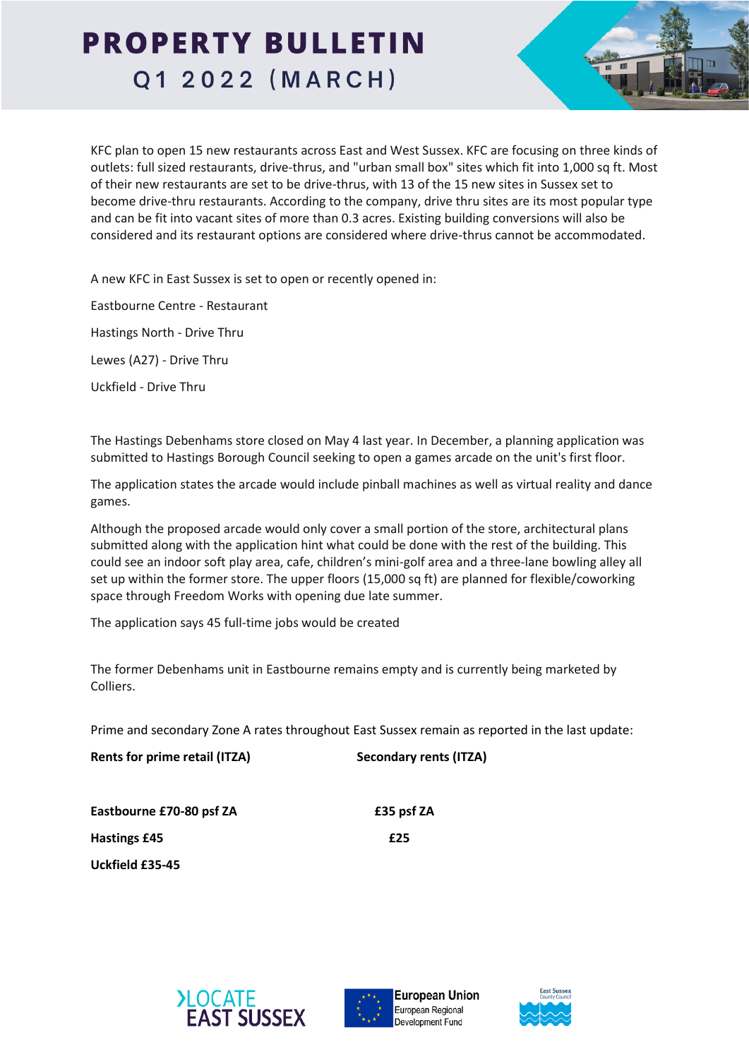# PROPERTY BULLETIN

## Q1 2022 (MARCH)

KFC plan to open 15 new restaurants across East and West Sussex. KFC are focusing on three kinds of outlets: full sized restaurants, drive-thrus, and "urban small box" sites which fit into 1,000 sq ft. Most of their new restaurants are set to be drive-thrus, with 13 of the 15 new sites in Sussex set to become drive-thru restaurants. According to the company, drive thru sites are its most popular type and can be fit into vacant sites of more than 0.3 acres. Existing building conversions will also be considered and its restaurant options are considered where drive-thrus cannot be accommodated.

A new KFC in East Sussex is set to open or recently opened in:

Eastbourne Centre - Restaurant

Hastings North - Drive Thru

Lewes (A27) - Drive Thru

Uckfield - Drive Thru

The Hastings Debenhams store closed on May 4 last year. In December, a planning application was submitted to Hastings Borough Council seeking to open a games arcade on the unit's first floor.

The application states the arcade would include pinball machines as well as virtual reality and dance games.

Although the proposed arcade would only cover a small portion of the store, architectural plans submitted along with the application hint what could be done with the rest of the building. This could see an indoor soft play area, cafe, children's mini-golf area and a three-lane bowling alley all set up within the former store. The upper floors (15,000 sq ft) are planned for flexible/coworking space through Freedom Works with opening due late summer.

The application says 45 full-time jobs would be created

The former Debenhams unit in Eastbourne remains empty and is currently being marketed by Colliers.

Prime and secondary Zone A rates throughout East Sussex remain as reported in the last update:

| **Rents for prime retail (ITZA)** | **Secondary rents (ITZA)** |
|---|---|
| **Eastbourne £70-80 psf ZA** | **£35 psf ZA** |
| **Hastings £45** | **£25** |
| **Uckfield £35-45** | |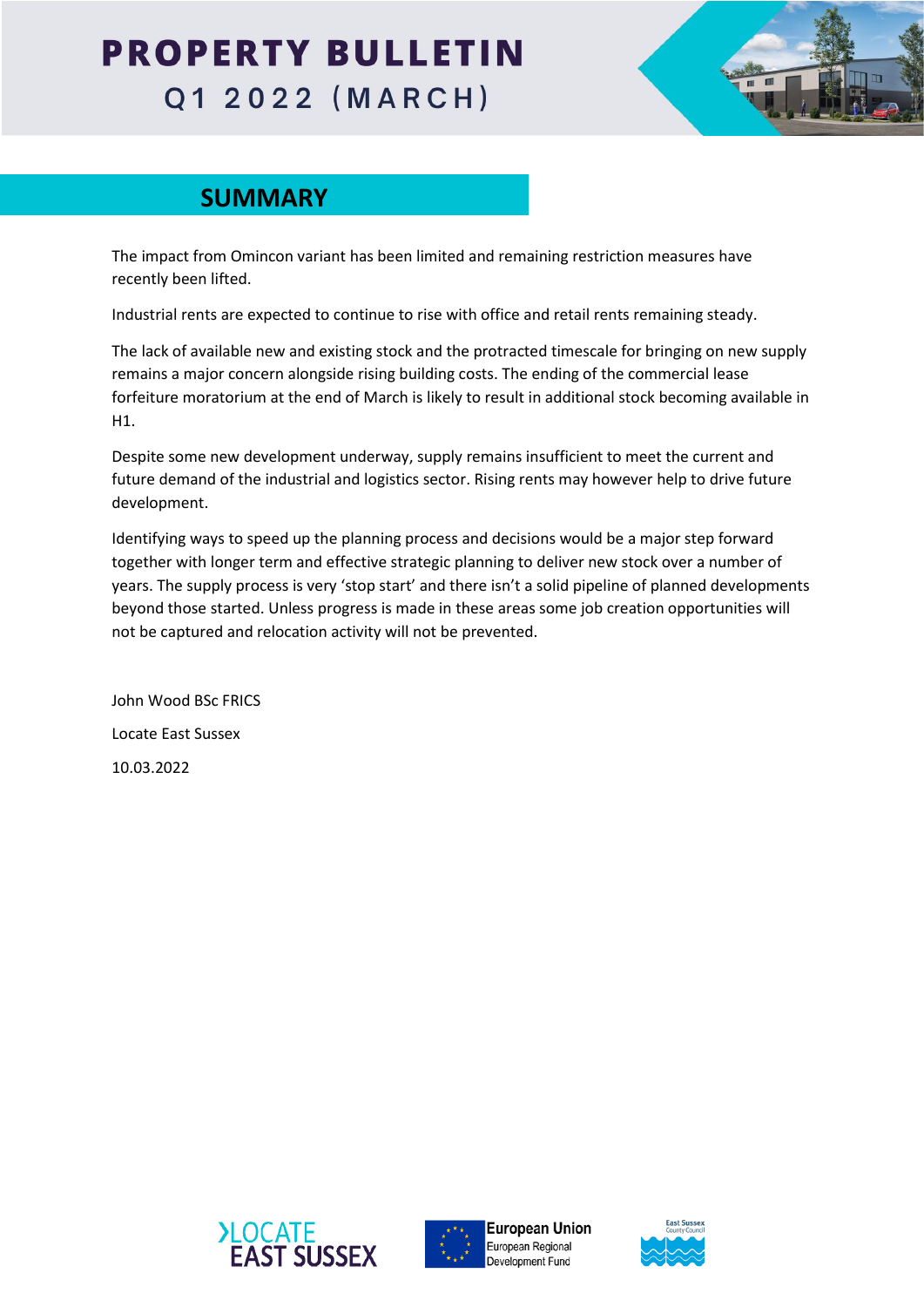# PROPERTY BULLETIN

## Q1 2022 (MARCH)

## SUMMARY

The impact from Omincon variant has been limited and remaining restriction measures have recently been lifted.

Industrial rents are expected to continue to rise with office and retail rents remaining steady.

The lack of available new and existing stock and the protracted timescale for bringing on new supply remains a major concern alongside rising building costs. The ending of the commercial lease forfeiture moratorium at the end of March is likely to result in additional stock becoming available in H1.

Despite some new development underway, supply remains insufficient to meet the current and future demand of the industrial and logistics sector. Rising rents may however help to drive future development.

Identifying ways to speed up the planning process and decisions would be a major step forward together with longer term and effective strategic planning to deliver new stock over a number of years. The supply process is very 'stop start' and there isn't a solid pipeline of planned developments beyond those started. Unless progress is made in these areas some job creation opportunities will not be captured and relocation activity will not be prevented.

John Wood BSc FRICS

Locate East Sussex

10.03.2022

LOCATE EAST SUSSEX

European Union
European Regional
Development Fund

East Sussex County Council